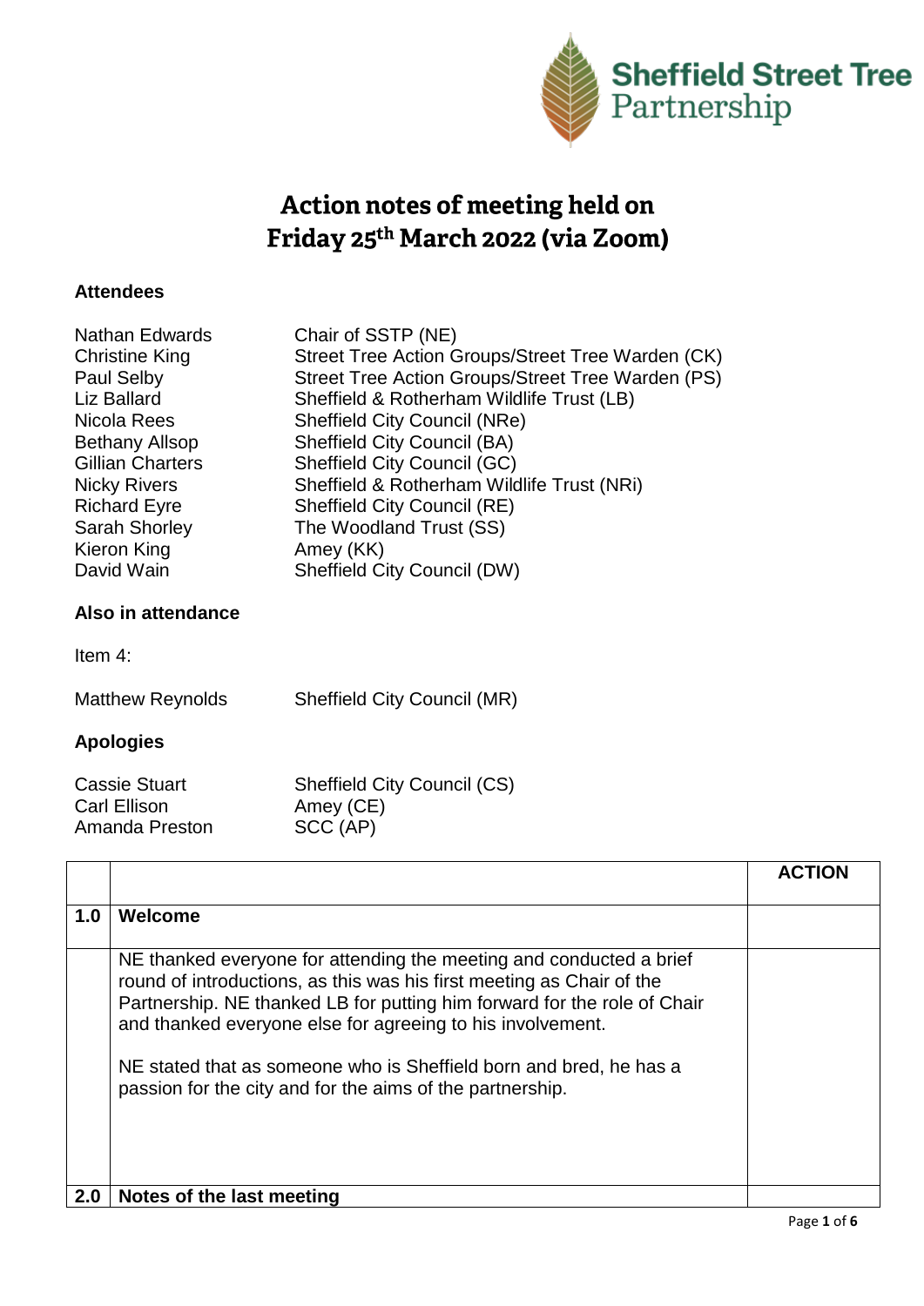Sheffield Street Tree Partnership

# Action notes of meeting held on Friday 25th March 2022 (via Zoom)

### Attendees

| | |
|---|---|
| Nathan Edwards | Chair of SSTP (NE) |
| Christine King | Street Tree Action Groups/Street Tree Warden (CK) |
| Paul Selby | Street Tree Action Groups/Street Tree Warden (PS) |
| Liz Ballard | Sheffield & Rotherham Wildlife Trust (LB) |
| Nicola Rees | Sheffield City Council (NRe) |
| Bethany Allsop | Sheffield City Council (BA) |
| Gillian Charters | Sheffield City Council (GC) |
| Nicky Rivers | Sheffield & Rotherham Wildlife Trust (NRi) |
| Richard Eyre | Sheffield City Council (RE) |
| Sarah Shorley | The Woodland Trust (SS) |
| Kieron King | Amey (KK) |
| David Wain | Sheffield City Council (DW) |

### Also in attendance

Item 4:

| | |
|---|---|
| Matthew Reynolds | Sheffield City Council (MR) |

### Apologies

| | |
|---|---|
| Cassie Stuart | Sheffield City Council (CS) |
| Carl Ellison | Amey (CE) |
| Amanda Preston | SCC (AP) |

| | | ACTION |
|---|---|---|
| **1.0** | **Welcome** | |
| | NE thanked everyone for attending the meeting and conducted a brief round of introductions, as this was his first meeting as Chair of the Partnership. NE thanked LB for putting him forward for the role of Chair and thanked everyone else for agreeing to his involvement.<br><br>NE stated that as someone who is Sheffield born and bred, he has a passion for the city and for the aims of the partnership. | |
| **2.0** | **Notes of the last meeting** | |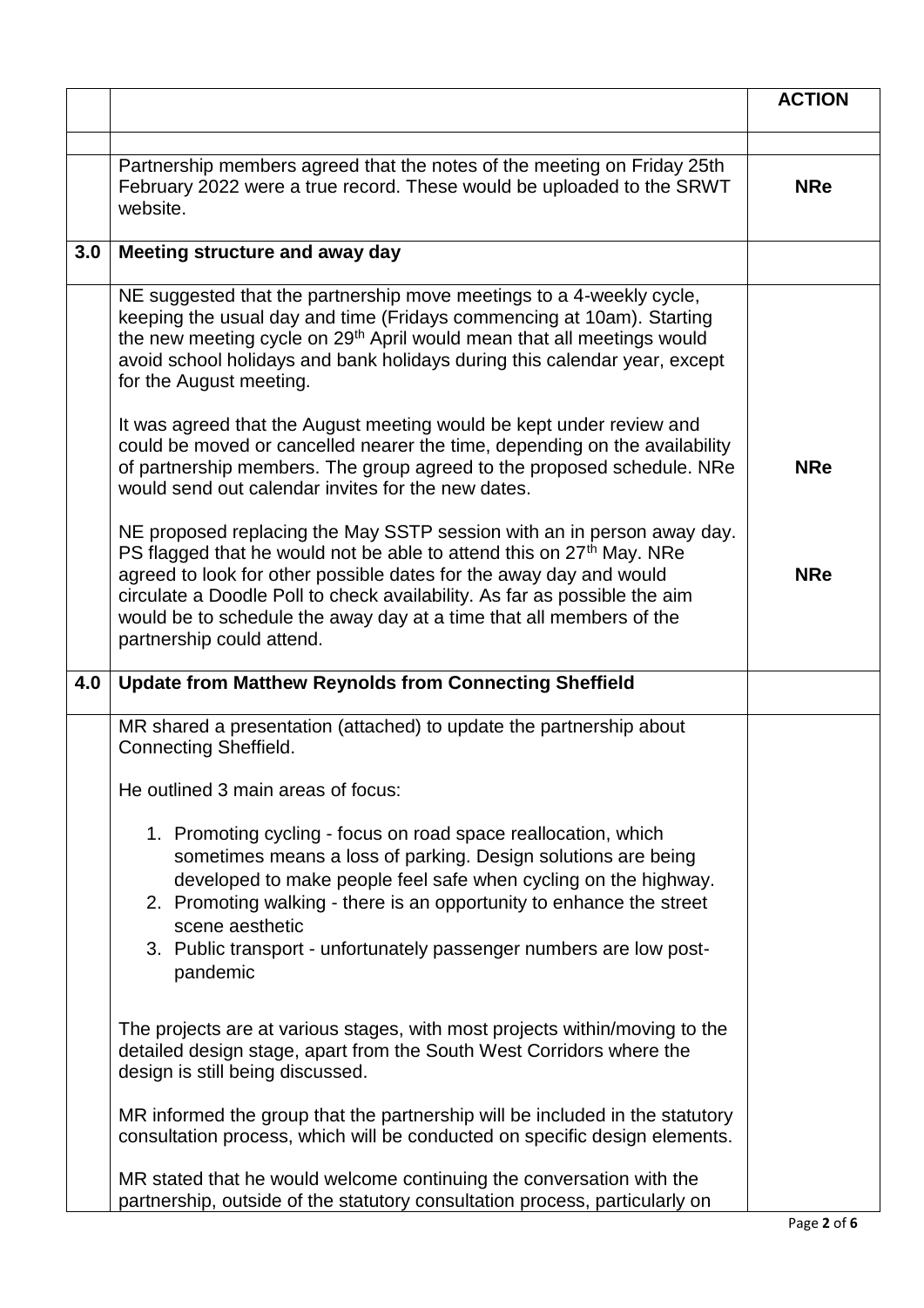| | | ACTION |
|---|---|---|
| | | |
| | Partnership members agreed that the notes of the meeting on Friday 25th February 2022 were a true record. These would be uploaded to the SRWT website. | **NRe** |
| **3.0** | **Meeting structure and away day** | |
| | NE suggested that the partnership move meetings to a 4-weekly cycle, keeping the usual day and time (Fridays commencing at 10am). Starting the new meeting cycle on 29th April would mean that all meetings would avoid school holidays and bank holidays during this calendar year, except for the August meeting.<br><br>It was agreed that the August meeting would be kept under review and could be moved or cancelled nearer the time, depending on the availability of partnership members. The group agreed to the proposed schedule. NRe would send out calendar invites for the new dates.<br><br>NE proposed replacing the May SSTP session with an in person away day. PS flagged that he would not be able to attend this on 27th May. NRe agreed to look for other possible dates for the away day and would circulate a Doodle Poll to check availability. As far as possible the aim would be to schedule the away day at a time that all members of the partnership could attend. | **NRe**<br><br>**NRe** |
| **4.0** | **Update from Matthew Reynolds from Connecting Sheffield** | |
| | MR shared a presentation (attached) to update the partnership about Connecting Sheffield.<br><br>He outlined 3 main areas of focus:<br><br>1. Promoting cycling - focus on road space reallocation, which sometimes means a loss of parking. Design solutions are being developed to make people feel safe when cycling on the highway.<br>2. Promoting walking - there is an opportunity to enhance the street scene aesthetic<br>3. Public transport - unfortunately passenger numbers are low post-pandemic<br><br>The projects are at various stages, with most projects within/moving to the detailed design stage, apart from the South West Corridors where the design is still being discussed.<br><br>MR informed the group that the partnership will be included in the statutory consultation process, which will be conducted on specific design elements.<br><br>MR stated that he would welcome continuing the conversation with the partnership, outside of the statutory consultation process, particularly on | |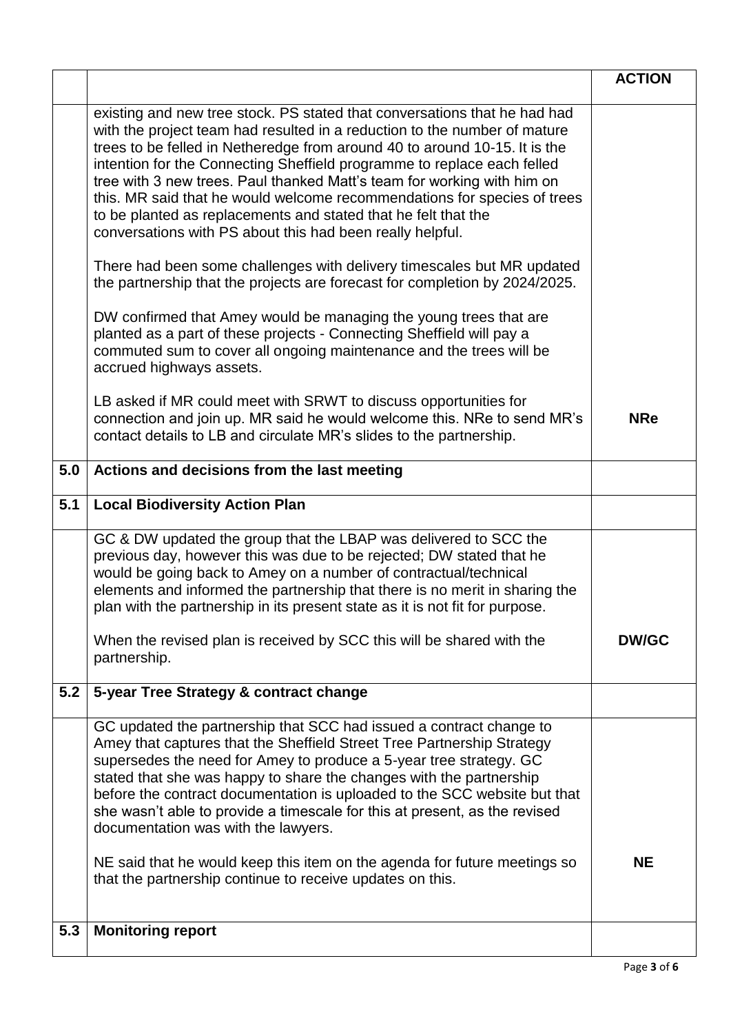| | | ACTION |
|---|---|---|
| | existing and new tree stock. PS stated that conversations that he had had with the project team had resulted in a reduction to the number of mature trees to be felled in Netheredge from around 40 to around 10-15. It is the intention for the Connecting Sheffield programme to replace each felled tree with 3 new trees. Paul thanked Matt's team for working with him on this. MR said that he would welcome recommendations for species of trees to be planted as replacements and stated that he felt that the conversations with PS about this had been really helpful.<br><br>There had been some challenges with delivery timescales but MR updated the partnership that the projects are forecast for completion by 2024/2025.<br><br>DW confirmed that Amey would be managing the young trees that are planted as a part of these projects - Connecting Sheffield will pay a commuted sum to cover all ongoing maintenance and the trees will be accrued highways assets.<br><br>LB asked if MR could meet with SRWT to discuss opportunities for connection and join up. MR said he would welcome this. NRe to send MR's contact details to LB and circulate MR's slides to the partnership. | **NRe** |
| **5.0** | **Actions and decisions from the last meeting** | |
| **5.1** | **Local Biodiversity Action Plan** | |
| | GC & DW updated the group that the LBAP was delivered to SCC the previous day, however this was due to be rejected; DW stated that he would be going back to Amey on a number of contractual/technical elements and informed the partnership that there is no merit in sharing the plan with the partnership in its present state as it is not fit for purpose.<br><br>When the revised plan is received by SCC this will be shared with the partnership. | **DW/GC** |
| **5.2** | **5-year Tree Strategy & contract change** | |
| | GC updated the partnership that SCC had issued a contract change to Amey that captures that the Sheffield Street Tree Partnership Strategy supersedes the need for Amey to produce a 5-year tree strategy. GC stated that she was happy to share the changes with the partnership before the contract documentation is uploaded to the SCC website but that she wasn't able to provide a timescale for this at present, as the revised documentation was with the lawyers.<br><br>NE said that he would keep this item on the agenda for future meetings so that the partnership continue to receive updates on this. | **NE** |
| **5.3** | **Monitoring report** | |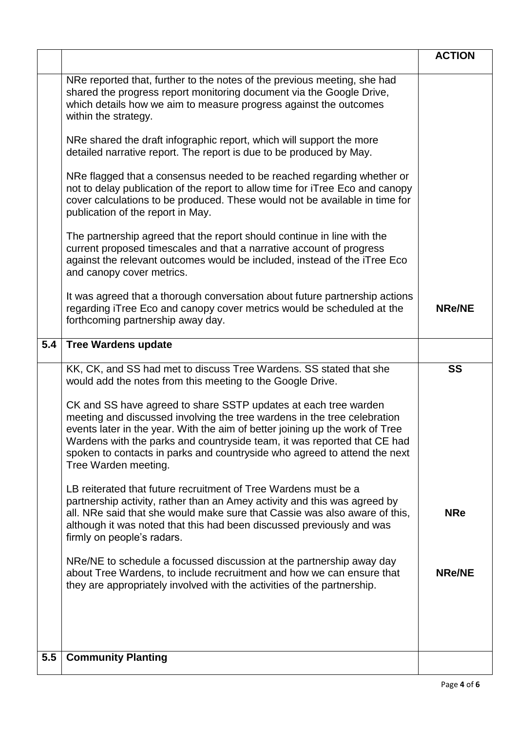| | | ACTION |
|---|---|---|
| | NRe reported that, further to the notes of the previous meeting, she had shared the progress report monitoring document via the Google Drive, which details how we aim to measure progress against the outcomes within the strategy.<br><br>NRe shared the draft infographic report, which will support the more detailed narrative report. The report is due to be produced by May.<br><br>NRe flagged that a consensus needed to be reached regarding whether or not to delay publication of the report to allow time for iTree Eco and canopy cover calculations to be produced. These would not be available in time for publication of the report in May.<br><br>The partnership agreed that the report should continue in line with the current proposed timescales and that a narrative account of progress against the relevant outcomes would be included, instead of the iTree Eco and canopy cover metrics.<br><br>It was agreed that a thorough conversation about future partnership actions regarding iTree Eco and canopy cover metrics would be scheduled at the forthcoming partnership away day. | **NRe/NE** |
| **5.4** | **Tree Wardens update** | |
| | KK, CK, and SS had met to discuss Tree Wardens. SS stated that she would add the notes from this meeting to the Google Drive.<br><br>CK and SS have agreed to share SSTP updates at each tree warden meeting and discussed involving the tree wardens in the tree celebration events later in the year. With the aim of better joining up the work of Tree Wardens with the parks and countryside team, it was reported that CE had spoken to contacts in parks and countryside who agreed to attend the next Tree Warden meeting.<br><br>LB reiterated that future recruitment of Tree Wardens must be a partnership activity, rather than an Amey activity and this was agreed by all. NRe said that she would make sure that Cassie was also aware of this, although it was noted that this had been discussed previously and was firmly on people's radars.<br><br>NRe/NE to schedule a focussed discussion at the partnership away day about Tree Wardens, to include recruitment and how we can ensure that they are appropriately involved with the activities of the partnership. | **SS**<br><br>**NRe**<br><br>**NRe/NE** |
| **5.5** | **Community Planting** | |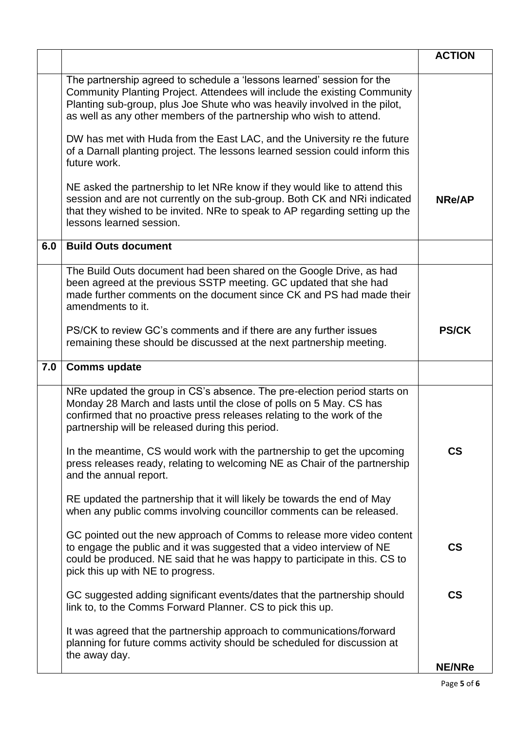| | | ACTION |
|---|---|---|
| | The partnership agreed to schedule a 'lessons learned' session for the Community Planting Project. Attendees will include the existing Community Planting sub-group, plus Joe Shute who was heavily involved in the pilot, as well as any other members of the partnership who wish to attend. | |
| | DW has met with Huda from the East LAC, and the University re the future of a Darnall planting project. The lessons learned session could inform this future work. | |
| | NE asked the partnership to let NRe know if they would like to attend this session and are not currently on the sub-group. Both CK and NRi indicated that they wished to be invited. NRe to speak to AP regarding setting up the lessons learned session. | **NRe/AP** |
| **6.0** | **Build Outs document** | |
| | The Build Outs document had been shared on the Google Drive, as had been agreed at the previous SSTP meeting. GC updated that she had made further comments on the document since CK and PS had made their amendments to it. | |
| | PS/CK to review GC's comments and if there are any further issues remaining these should be discussed at the next partnership meeting. | **PS/CK** |
| **7.0** | **Comms update** | |
| | NRe updated the group in CS's absence. The pre-election period starts on Monday 28 March and lasts until the close of polls on 5 May. CS has confirmed that no proactive press releases relating to the work of the partnership will be released during this period. | |
| | In the meantime, CS would work with the partnership to get the upcoming press releases ready, relating to welcoming NE as Chair of the partnership and the annual report. | **CS** |
| | RE updated the partnership that it will likely be towards the end of May when any public comms involving councillor comments can be released. | |
| | GC pointed out the new approach of Comms to release more video content to engage the public and it was suggested that a video interview of NE could be produced. NE said that he was happy to participate in this. CS to pick this up with NE to progress. | **CS** |
| | GC suggested adding significant events/dates that the partnership should link to, to the Comms Forward Planner. CS to pick this up. | **CS** |
| | It was agreed that the partnership approach to communications/forward planning for future comms activity should be scheduled for discussion at the away day. | **NE/NRe** |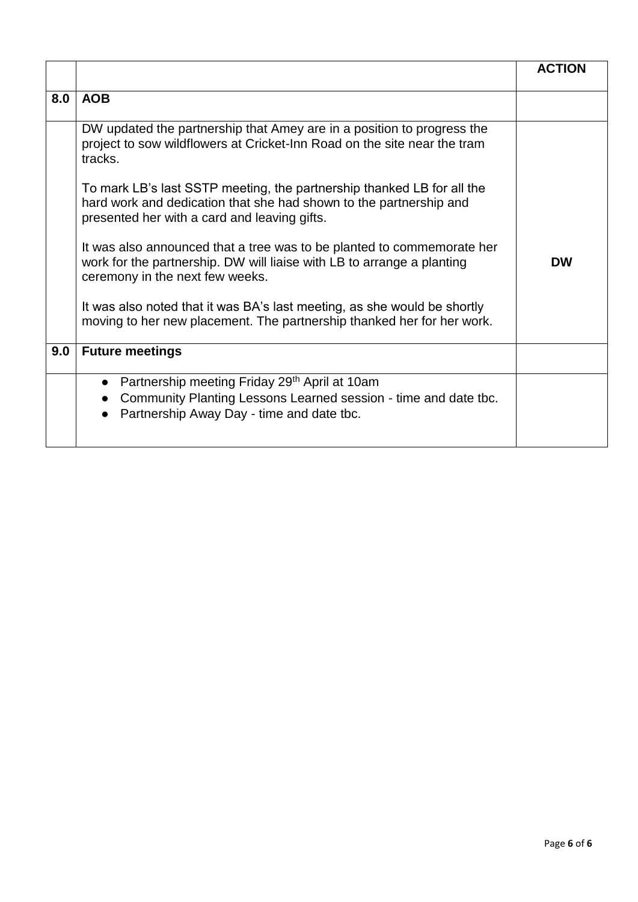| | | ACTION |
|---|---|---|
| **8.0** | **AOB** | |
| | DW updated the partnership that Amey are in a position to progress the project to sow wildflowers at Cricket-Inn Road on the site near the tram tracks.<br><br>To mark LB's last SSTP meeting, the partnership thanked LB for all the hard work and dedication that she had shown to the partnership and presented her with a card and leaving gifts.<br><br>It was also announced that a tree was to be planted to commemorate her work for the partnership. DW will liaise with LB to arrange a planting ceremony in the next few weeks.<br><br>It was also noted that it was BA's last meeting, as she would be shortly moving to her new placement. The partnership thanked her for her work. | **DW** |
| **9.0** | **Future meetings** | |
| | • Partnership meeting Friday 29th April at 10am<br>• Community Planting Lessons Learned session - time and date tbc.<br>• Partnership Away Day - time and date tbc. | |